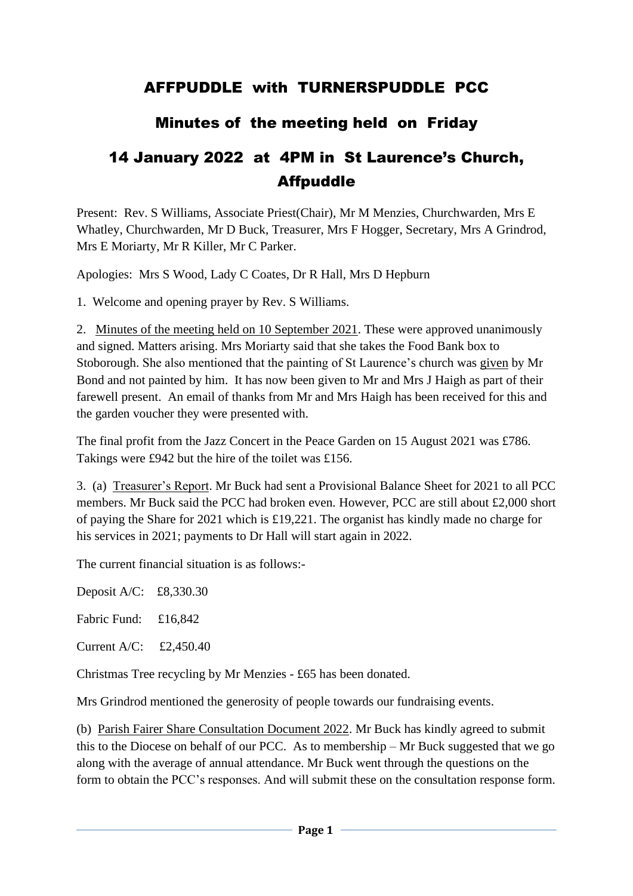# AFFPUDDLE with TURNERSPUDDLE PCC

## Minutes of the meeting held on Friday

## 14 January 2022 at 4PM in St Laurence's Church, Affpuddle

Present: Rev. S Williams, Associate Priest(Chair), Mr M Menzies, Churchwarden, Mrs E Whatley, Churchwarden, Mr D Buck, Treasurer, Mrs F Hogger, Secretary, Mrs A Grindrod, Mrs E Moriarty, Mr R Killer, Mr C Parker.

Apologies: Mrs S Wood, Lady C Coates, Dr R Hall, Mrs D Hepburn

1. Welcome and opening prayer by Rev. S Williams.

2. Minutes of the meeting held on 10 September 2021. These were approved unanimously and signed. Matters arising. Mrs Moriarty said that she takes the Food Bank box to Stoborough. She also mentioned that the painting of St Laurence's church was given by Mr Bond and not painted by him. It has now been given to Mr and Mrs J Haigh as part of their farewell present. An email of thanks from Mr and Mrs Haigh has been received for this and the garden voucher they were presented with.

The final profit from the Jazz Concert in the Peace Garden on 15 August 2021 was £786. Takings were £942 but the hire of the toilet was £156.

3. (a) Treasurer's Report. Mr Buck had sent a Provisional Balance Sheet for 2021 to all PCC members. Mr Buck said the PCC had broken even. However, PCC are still about £2,000 short of paying the Share for 2021 which is £19,221. The organist has kindly made no charge for his services in 2021; payments to Dr Hall will start again in 2022.

The current financial situation is as follows:-

Deposit A/C: £8,330.30

Fabric Fund: £16,842

Current A/C: £2,450.40

Christmas Tree recycling by Mr Menzies - £65 has been donated.

Mrs Grindrod mentioned the generosity of people towards our fundraising events.

(b) Parish Fairer Share Consultation Document 2022. Mr Buck has kindly agreed to submit this to the Diocese on behalf of our PCC. As to membership – Mr Buck suggested that we go along with the average of annual attendance. Mr Buck went through the questions on the form to obtain the PCC's responses. And will submit these on the consultation response form.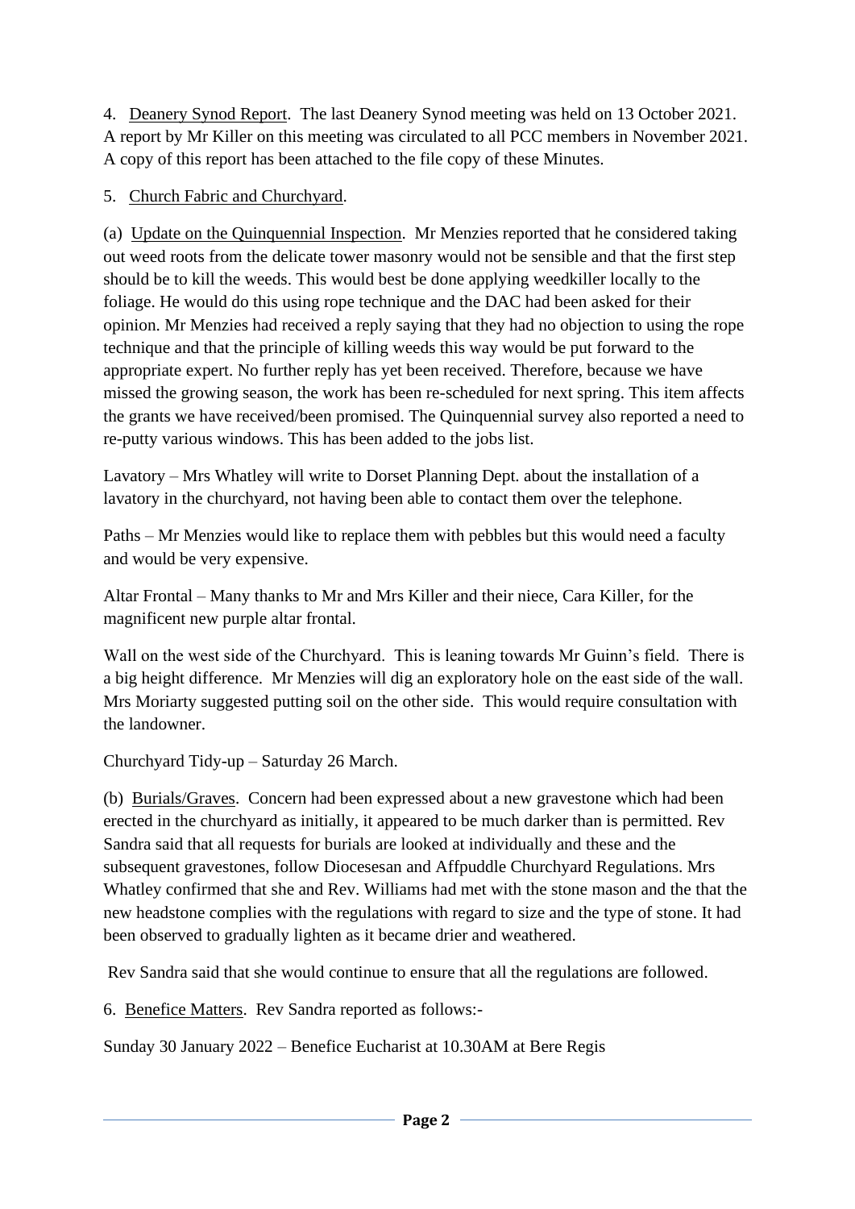4. <u>Deanery Synod Report</u>. The last Deanery Synod meeting was held on 13 October 2021. A report by Mr Killer on this meeting was circulated to all PCC members in November 2021. A copy of this report has been attached to the file copy of these Minutes.

5. <u>Church Fabric and Churchyard</u>.

(a) <u>Update on the Quinquennial Inspection</u>. Mr Menzies reported that he considered taking out weed roots from the delicate tower masonry would not be sensible and that the first step should be to kill the weeds. This would best be done applying weedkiller locally to the foliage. He would do this using rope technique and the DAC had been asked for their opinion. Mr Menzies had received a reply saying that they had no objection to using the rope technique and that the principle of killing weeds this way would be put forward to the appropriate expert. No further reply has yet been received. Therefore, because we have missed the growing season, the work has been re-scheduled for next spring. This item affects the grants we have received/been promised. The Quinquennial survey also reported a need to re-putty various windows. This has been added to the jobs list.

Lavatory – Mrs Whatley will write to Dorset Planning Dept. about the installation of a lavatory in the churchyard, not having been able to contact them over the telephone.

Paths – Mr Menzies would like to replace them with pebbles but this would need a faculty and would be very expensive.

Altar Frontal – Many thanks to Mr and Mrs Killer and their niece, Cara Killer, for the magnificent new purple altar frontal.

Wall on the west side of the Churchyard. This is leaning towards Mr Guinn's field. There is a big height difference. Mr Menzies will dig an exploratory hole on the east side of the wall. Mrs Moriarty suggested putting soil on the other side. This would require consultation with the landowner.

Churchyard Tidy-up – Saturday 26 March.

(b) <u>Burials/Graves</u>. Concern had been expressed about a new gravestone which had been erected in the churchyard as initially, it appeared to be much darker than is permitted. Rev Sandra said that all requests for burials are looked at individually and these and the subsequent gravestones, follow Diocesesan and Affpuddle Churchyard Regulations. Mrs Whatley confirmed that she and Rev. Williams had met with the stone mason and the that the new headstone complies with the regulations with regard to size and the type of stone. It had been observed to gradually lighten as it became drier and weathered.

Rev Sandra said that she would continue to ensure that all the regulations are followed.

6. <u>Benefice Matters</u>. Rev Sandra reported as follows:-

Sunday 30 January 2022 – Benefice Eucharist at 10.30AM at Bere Regis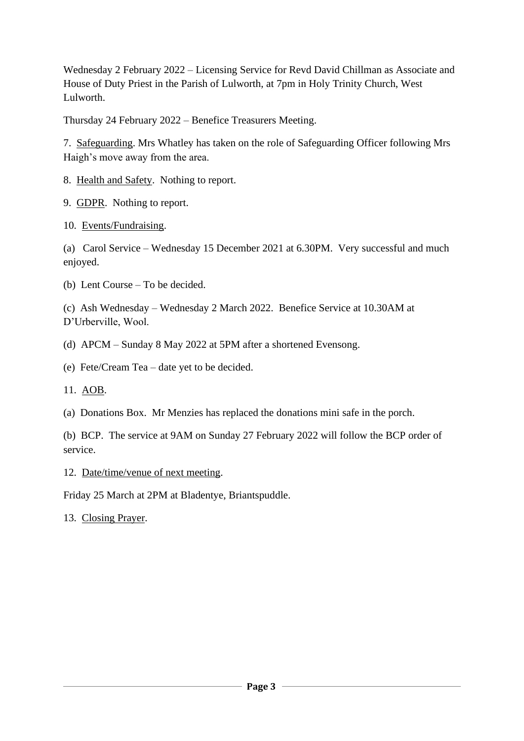Wednesday 2 February 2022 – Licensing Service for Revd David Chillman as Associate and House of Duty Priest in the Parish of Lulworth, at 7pm in Holy Trinity Church, West Lulworth.

Thursday 24 February 2022 – Benefice Treasurers Meeting.

7. Safeguarding. Mrs Whatley has taken on the role of Safeguarding Officer following Mrs Haigh's move away from the area.

8. Health and Safety. Nothing to report.

9. GDPR. Nothing to report.

10. Events/Fundraising.

(a) Carol Service – Wednesday 15 December 2021 at 6.30PM. Very successful and much enjoyed.

(b) Lent Course – To be decided.

(c) Ash Wednesday – Wednesday 2 March 2022. Benefice Service at 10.30AM at D'Urberville, Wool.

(d) APCM – Sunday 8 May 2022 at 5PM after a shortened Evensong.

(e) Fete/Cream Tea – date yet to be decided.

11. AOB.

(a) Donations Box. Mr Menzies has replaced the donations mini safe in the porch.

(b) BCP. The service at 9AM on Sunday 27 February 2022 will follow the BCP order of service.

12. Date/time/venue of next meeting.

Friday 25 March at 2PM at Bladentye, Briantspuddle.

13. Closing Prayer.